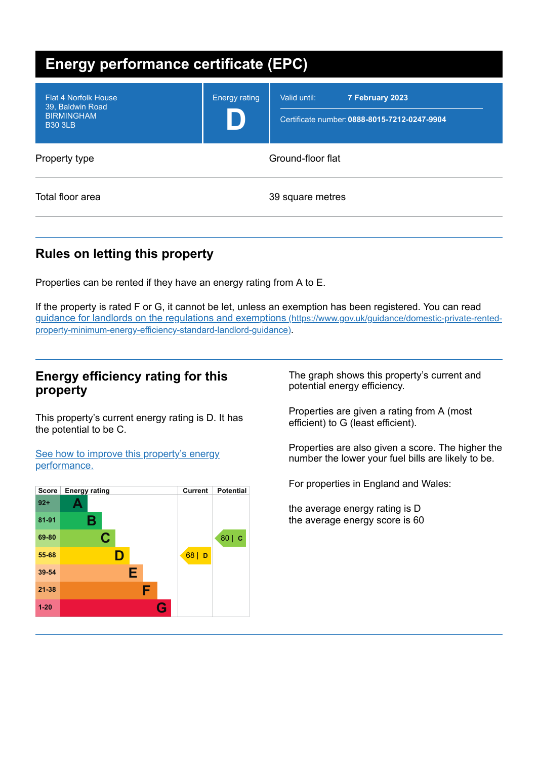# Energy performance certificate (EPC)

| | | |
|---|---|---|
| Flat 4 Norfolk House<br>39, Baldwin Road<br>BIRMINGHAM<br>B30 3LB | Energy rating<br>**D** | Valid until: **7 February 2023**<br>Certificate number: **0888-8015-7212-0247-9904** |

| | |
|---|---|
| Property type | Ground-floor flat |
| Total floor area | 39 square metres |

## Rules on letting this property

Properties can be rented if they have an energy rating from A to E.

If the property is rated F or G, it cannot be let, unless an exemption has been registered. You can read [guidance for landlords on the regulations and exemptions (https://www.gov.uk/guidance/domestic-private-rented-property-minimum-energy-efficiency-standard-landlord-guidance)](https://www.gov.uk/guidance/domestic-private-rented-property-minimum-energy-efficiency-standard-landlord-guidance).

## Energy efficiency rating for this property

This property's current energy rating is D. It has the potential to be C.

[See how to improve this property's energy performance.]()

| Score | Energy rating | Current | Potential |
|---|---|---|---|
| 92+ | A | | |
| 81-91 | B | | |
| 69-80 | C | | 80 \| C |
| 55-68 | D | 68 \| D | |
| 39-54 | E | | |
| 21-38 | F | | |
| 1-20 | G | | |

The graph shows this property's current and potential energy efficiency.

Properties are given a rating from A (most efficient) to G (least efficient).

Properties are also given a score. The higher the number the lower your fuel bills are likely to be.

For properties in England and Wales:

the average energy rating is D
the average energy score is 60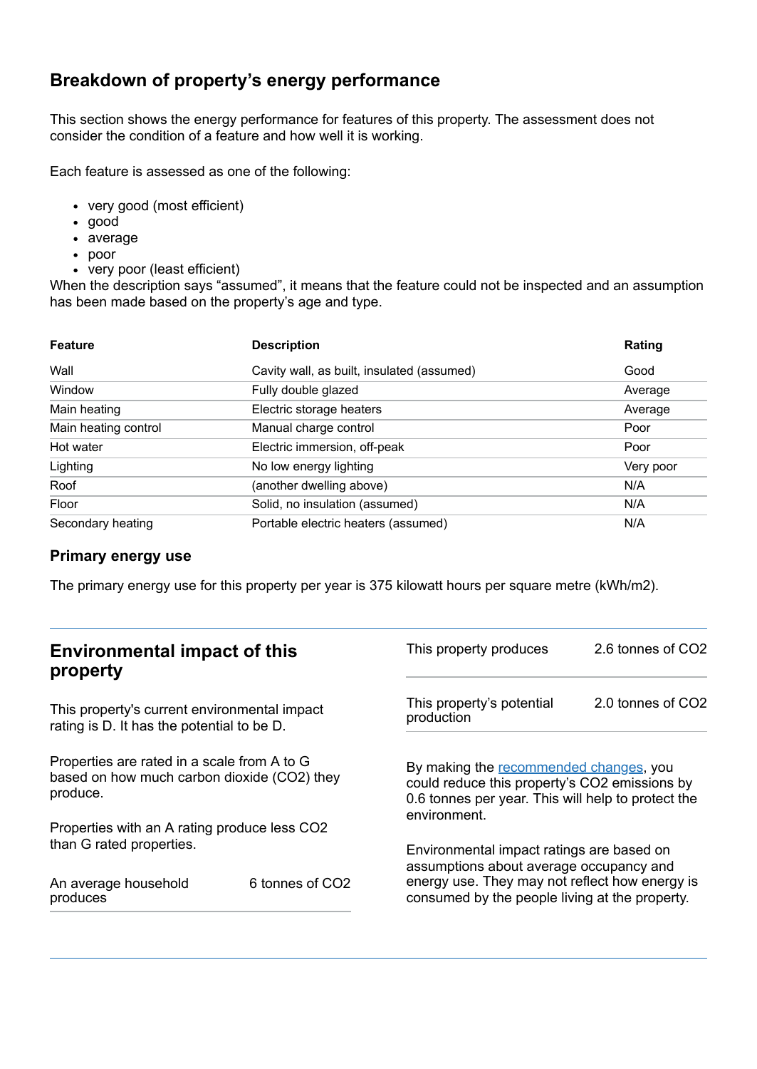## Breakdown of property's energy performance

This section shows the energy performance for features of this property. The assessment does not consider the condition of a feature and how well it is working.

Each feature is assessed as one of the following:

- very good (most efficient)
- good
- average
- poor
- very poor (least efficient)

When the description says "assumed", it means that the feature could not be inspected and an assumption has been made based on the property's age and type.

| Feature | Description | Rating |
|---|---|---|
| Wall | Cavity wall, as built, insulated (assumed) | Good |
| Window | Fully double glazed | Average |
| Main heating | Electric storage heaters | Average |
| Main heating control | Manual charge control | Poor |
| Hot water | Electric immersion, off-peak | Poor |
| Lighting | No low energy lighting | Very poor |
| Roof | (another dwelling above) | N/A |
| Floor | Solid, no insulation (assumed) | N/A |
| Secondary heating | Portable electric heaters (assumed) | N/A |

### Primary energy use

The primary energy use for this property per year is 375 kilowatt hours per square metre (kWh/m2).

## Environmental impact of this property

This property's current environmental impact rating is D. It has the potential to be D.

Properties are rated in a scale from A to G based on how much carbon dioxide ($CO_2$) they produce.

Properties with an A rating produce less $CO_2$ than G rated properties.

| | |
|---|---|
| An average household produces | 6 tonnes of $CO_2$ |

| | |
|---|---|
| This property produces | 2.6 tonnes of $CO_2$ |
| This property's potential production | 2.0 tonnes of $CO_2$ |

By making the recommended changes, you could reduce this property's $CO_2$ emissions by 0.6 tonnes per year. This will help to protect the environment.

Environmental impact ratings are based on assumptions about average occupancy and energy use. They may not reflect how energy is consumed by the people living at the property.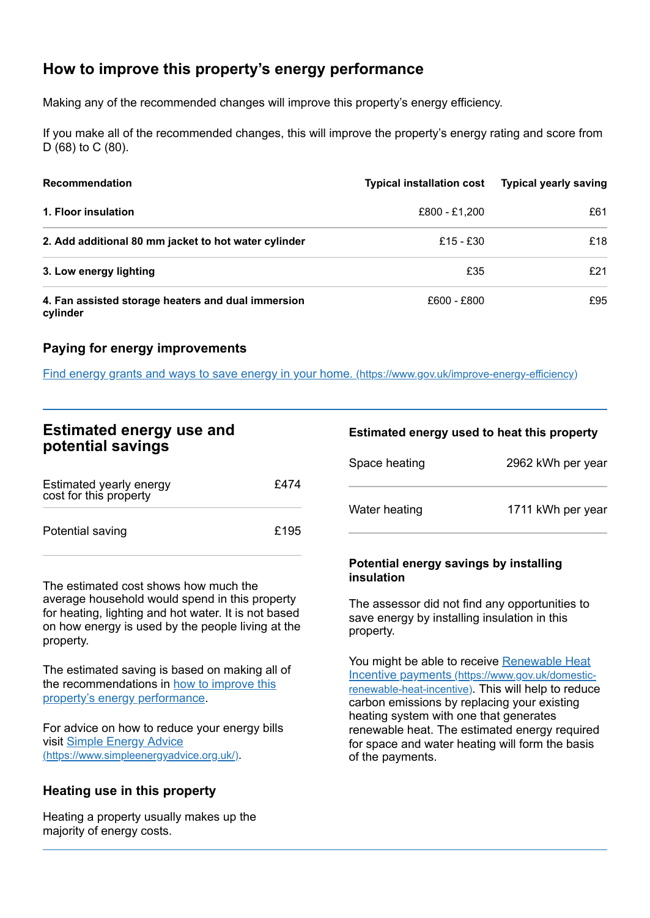## How to improve this property's energy performance

Making any of the recommended changes will improve this property's energy efficiency.

If you make all of the recommended changes, this will improve the property's energy rating and score from D (68) to C (80).

| Recommendation | Typical installation cost | Typical yearly saving |
|---|---|---|
| **1. Floor insulation** | £800 - £1,200 | £61 |
| **2. Add additional 80 mm jacket to hot water cylinder** | £15 - £30 | £18 |
| **3. Low energy lighting** | £35 | £21 |
| **4. Fan assisted storage heaters and dual immersion cylinder** | £600 - £800 | £95 |

### Paying for energy improvements

[Find energy grants and ways to save energy in your home.](https://www.gov.uk/improve-energy-efficiency) (https://www.gov.uk/improve-energy-efficiency)

## Estimated energy use and potential savings

| | |
|---|---|
| Estimated yearly energy cost for this property | £474 |
| Potential saving | £195 |

The estimated cost shows how much the average household would spend in this property for heating, lighting and hot water. It is not based on how energy is used by the people living at the property.

The estimated saving is based on making all of the recommendations in [how to improve this property's energy performance](#how-to-improve-this-propertys-energy-performance).

For advice on how to reduce your energy bills visit [Simple Energy Advice](https://www.simpleenergyadvice.org.uk/) (https://www.simpleenergyadvice.org.uk/).

### Heating use in this property

Heating a property usually makes up the majority of energy costs.

### Estimated energy used to heat this property

| | |
|---|---|
| Space heating | 2962 kWh per year |
| Water heating | 1711 kWh per year |

### Potential energy savings by installing insulation

The assessor did not find any opportunities to save energy by installing insulation in this property.

You might be able to receive [Renewable Heat Incentive payments](https://www.gov.uk/domestic-renewable-heat-incentive) (https://www.gov.uk/domestic-renewable-heat-incentive). This will help to reduce carbon emissions by replacing your existing heating system with one that generates renewable heat. The estimated energy required for space and water heating will form the basis of the payments.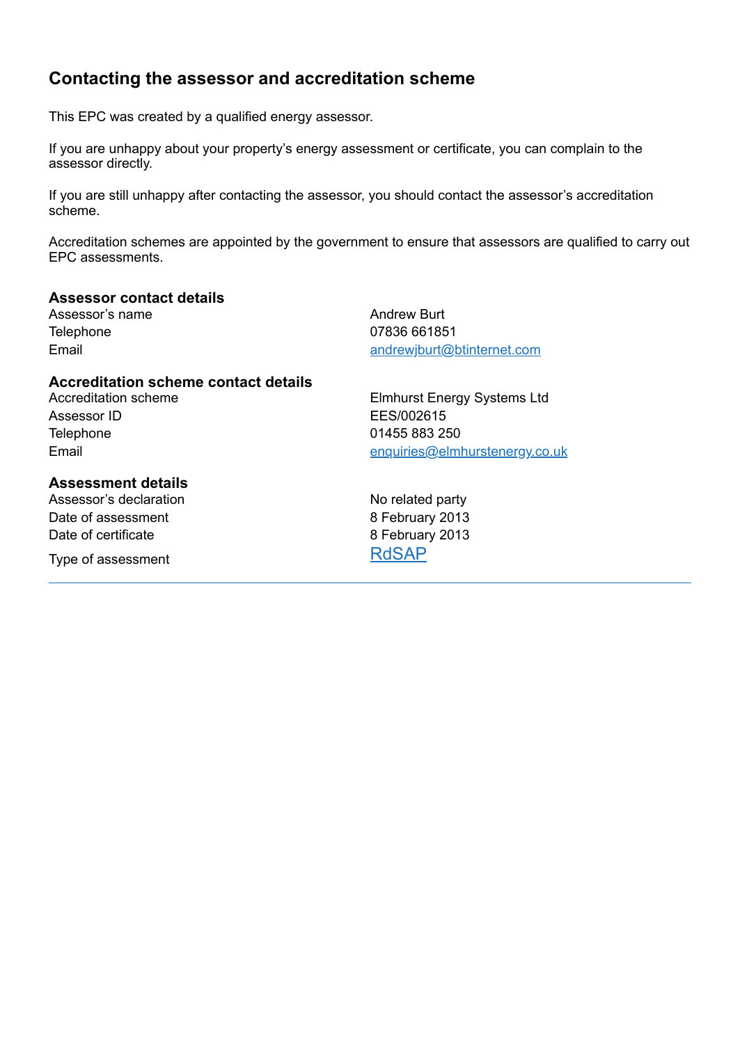## Contacting the assessor and accreditation scheme

This EPC was created by a qualified energy assessor.

If you are unhappy about your property's energy assessment or certificate, you can complain to the assessor directly.

If you are still unhappy after contacting the assessor, you should contact the assessor's accreditation scheme.

Accreditation schemes are appointed by the government to ensure that assessors are qualified to carry out EPC assessments.

### Assessor contact details

| | |
|---|---|
| Assessor's name | Andrew Burt |
| Telephone | 07836 661851 |
| Email | andrewjburt@btinternet.com |

### Accreditation scheme contact details

| | |
|---|---|
| Accreditation scheme | Elmhurst Energy Systems Ltd |
| Assessor ID | EES/002615 |
| Telephone | 01455 883 250 |
| Email | enquiries@elmhurstenergy.co.uk |

### Assessment details

| | |
|---|---|
| Assessor's declaration | No related party |
| Date of assessment | 8 February 2013 |
| Date of certificate | 8 February 2013 |
| Type of assessment | RdSAP |